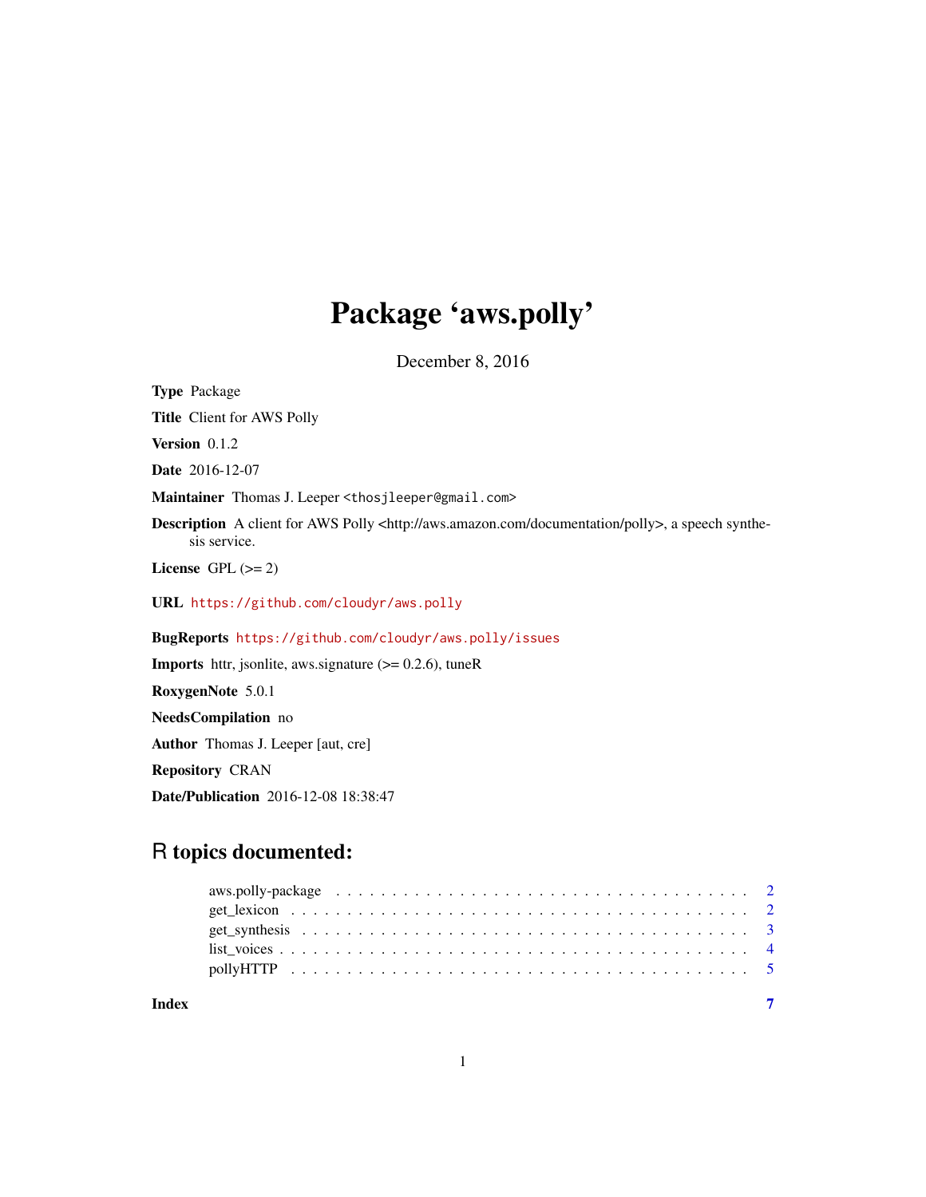# Package 'aws.polly'

December 8, 2016

**Type** Package

**Title** Client for AWS Polly

**Version** 0.1.2

**Date** 2016-12-07

**Maintainer** Thomas J. Leeper <thosjleeper@gmail.com>

**Description** A client for AWS Polly <http://aws.amazon.com/documentation/polly>, a speech synthesis service.

**License** GPL (>= 2)

**URL** https://github.com/cloudyr/aws.polly

**BugReports** https://github.com/cloudyr/aws.polly/issues

**Imports** httr, jsonlite, aws.signature (>= 0.2.6), tuneR

**RoxygenNote** 5.0.1

**NeedsCompilation** no

**Author** Thomas J. Leeper [aut, cre]

**Repository** CRAN

**Date/Publication** 2016-12-08 18:38:47

## R topics documented:

- aws.polly-package . . . . . . . . . . . . . . . . . . . . . . . . . . . . . . . . . . . . 2
- get_lexicon . . . . . . . . . . . . . . . . . . . . . . . . . . . . . . . . . . . . . . . . 2
- get_synthesis . . . . . . . . . . . . . . . . . . . . . . . . . . . . . . . . . . . . . . . 3
- list_voices . . . . . . . . . . . . . . . . . . . . . . . . . . . . . . . . . . . . . . . . . 4
- pollyHTTP . . . . . . . . . . . . . . . . . . . . . . . . . . . . . . . . . . . . . . . . . 5

**Index** 7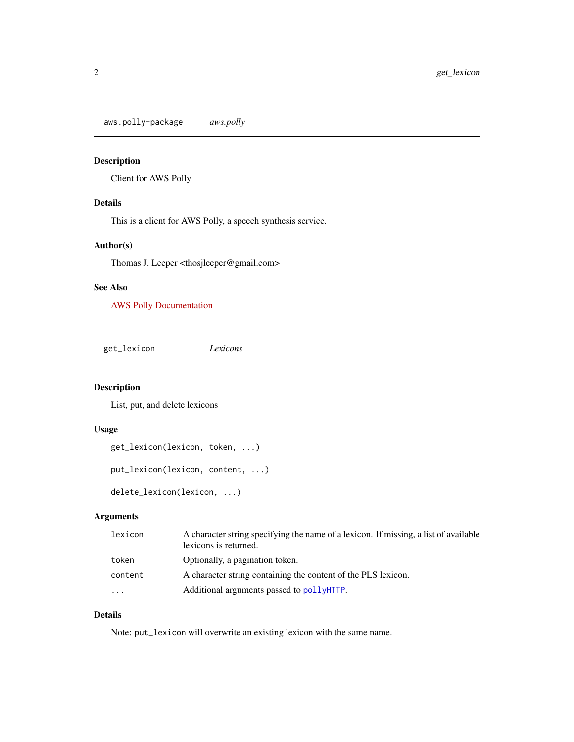## aws.polly-package *aws.polly*

### Description

Client for AWS Polly

### Details

This is a client for AWS Polly, a speech synthesis service.

### Author(s)

Thomas J. Leeper <thosjleeper@gmail.com>

### See Also

AWS Polly Documentation

## get_lexicon *Lexicons*

### Description

List, put, and delete lexicons

### Usage

```
get_lexicon(lexicon, token, ...)

put_lexicon(lexicon, content, ...)

delete_lexicon(lexicon, ...)
```

### Arguments

| | |
|---|---|
| lexicon | A character string specifying the name of a lexicon. If missing, a list of available lexicons is returned. |
| token | Optionally, a pagination token. |
| content | A character string containing the content of the PLS lexicon. |
| ... | Additional arguments passed to `pollyHTTP`. |

### Details

Note: `put_lexicon` will overwrite an existing lexicon with the same name.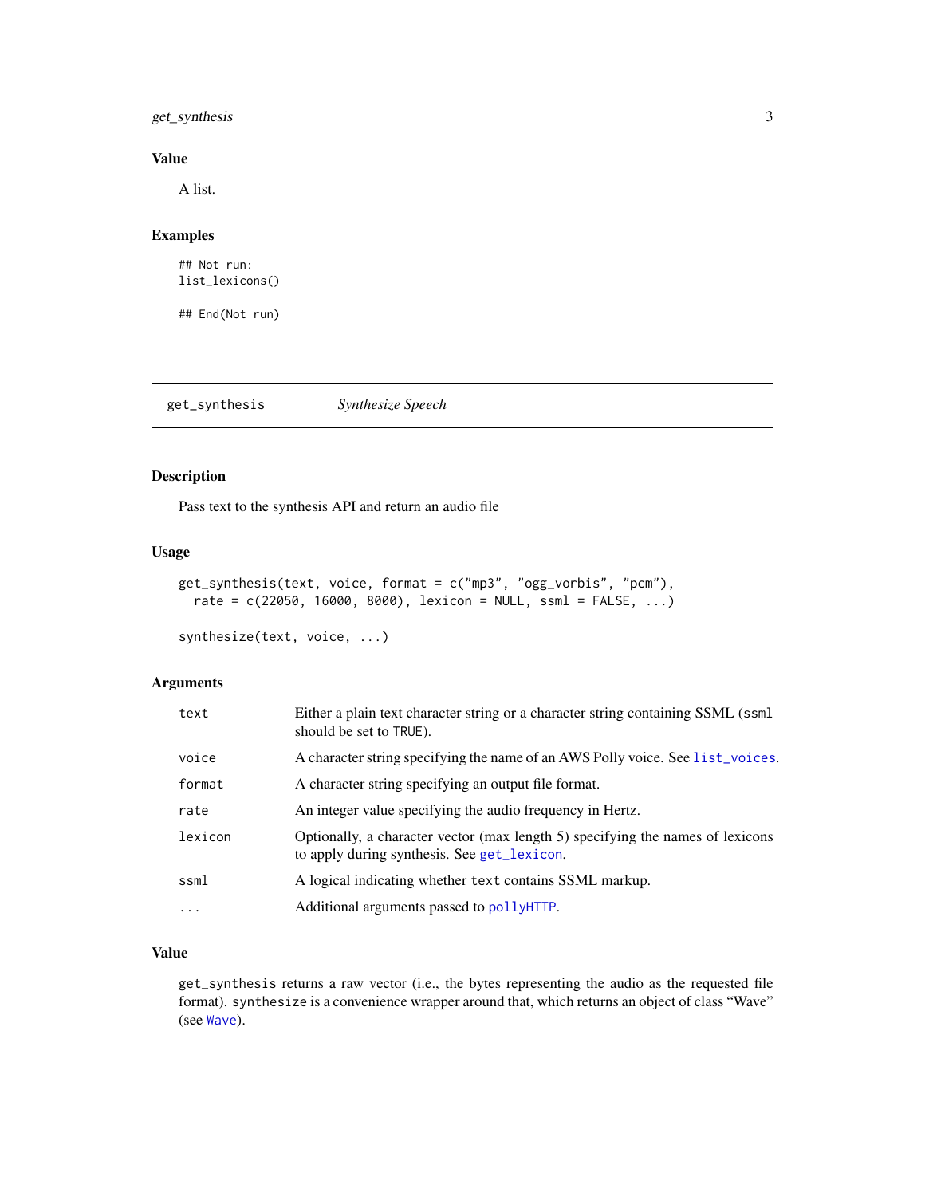## Value

A list.

## Examples

```
## Not run:
list_lexicons()

## End(Not run)
```

---

get_synthesis *Synthesize Speech*

---

## Description

Pass text to the synthesis API and return an audio file

## Usage

```
get_synthesis(text, voice, format = c("mp3", "ogg_vorbis", "pcm"),
  rate = c(22050, 16000, 8000), lexicon = NULL, ssml = FALSE, ...)

synthesize(text, voice, ...)
```

## Arguments

| | |
|---|---|
| `text` | Either a plain text character string or a character string containing SSML (`ssml` should be set to `TRUE`). |
| `voice` | A character string specifying the name of an AWS Polly voice. See `list_voices`. |
| `format` | A character string specifying an output file format. |
| `rate` | An integer value specifying the audio frequency in Hertz. |
| `lexicon` | Optionally, a character vector (max length 5) specifying the names of lexicons to apply during synthesis. See `get_lexicon`. |
| `ssml` | A logical indicating whether `text` contains SSML markup. |
| `...` | Additional arguments passed to `pollyHTTP`. |

## Value

`get_synthesis` returns a raw vector (i.e., the bytes representing the audio as the requested file format). `synthesize` is a convenience wrapper around that, which returns an object of class "Wave" (see `Wave`).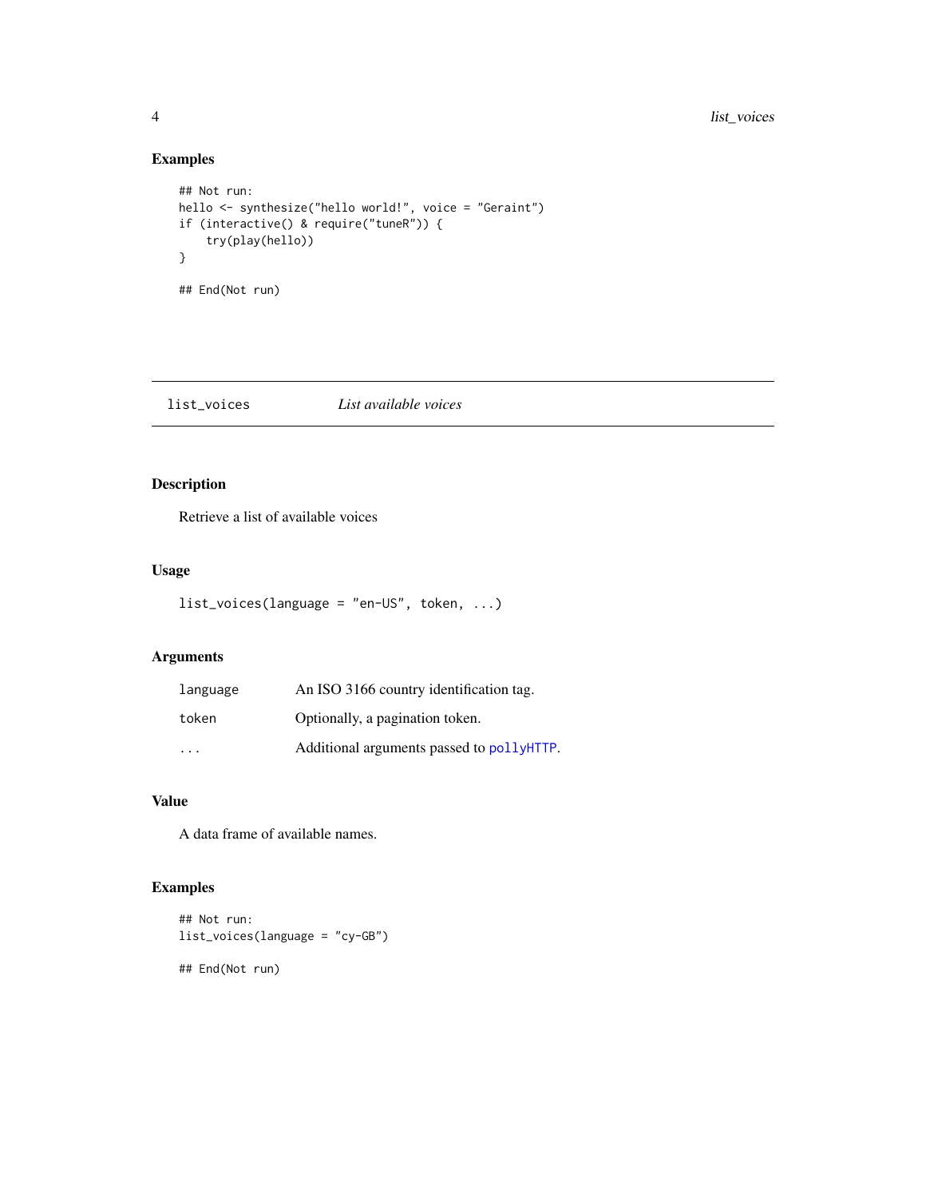### Examples

```
## Not run:
hello <- synthesize("hello world!", voice = "Geraint")
if (interactive() & require("tuneR")) {
    try(play(hello))
}

## End(Not run)
```

---

## list_voices *List available voices*

---

### Description

Retrieve a list of available voices

### Usage

```
list_voices(language = "en-US", token, ...)
```

### Arguments

| | |
|---|---|
| language | An ISO 3166 country identification tag. |
| token | Optionally, a pagination token. |
| ... | Additional arguments passed to pollyHTTP. |

### Value

A data frame of available names.

### Examples

```
## Not run:
list_voices(language = "cy-GB")

## End(Not run)
```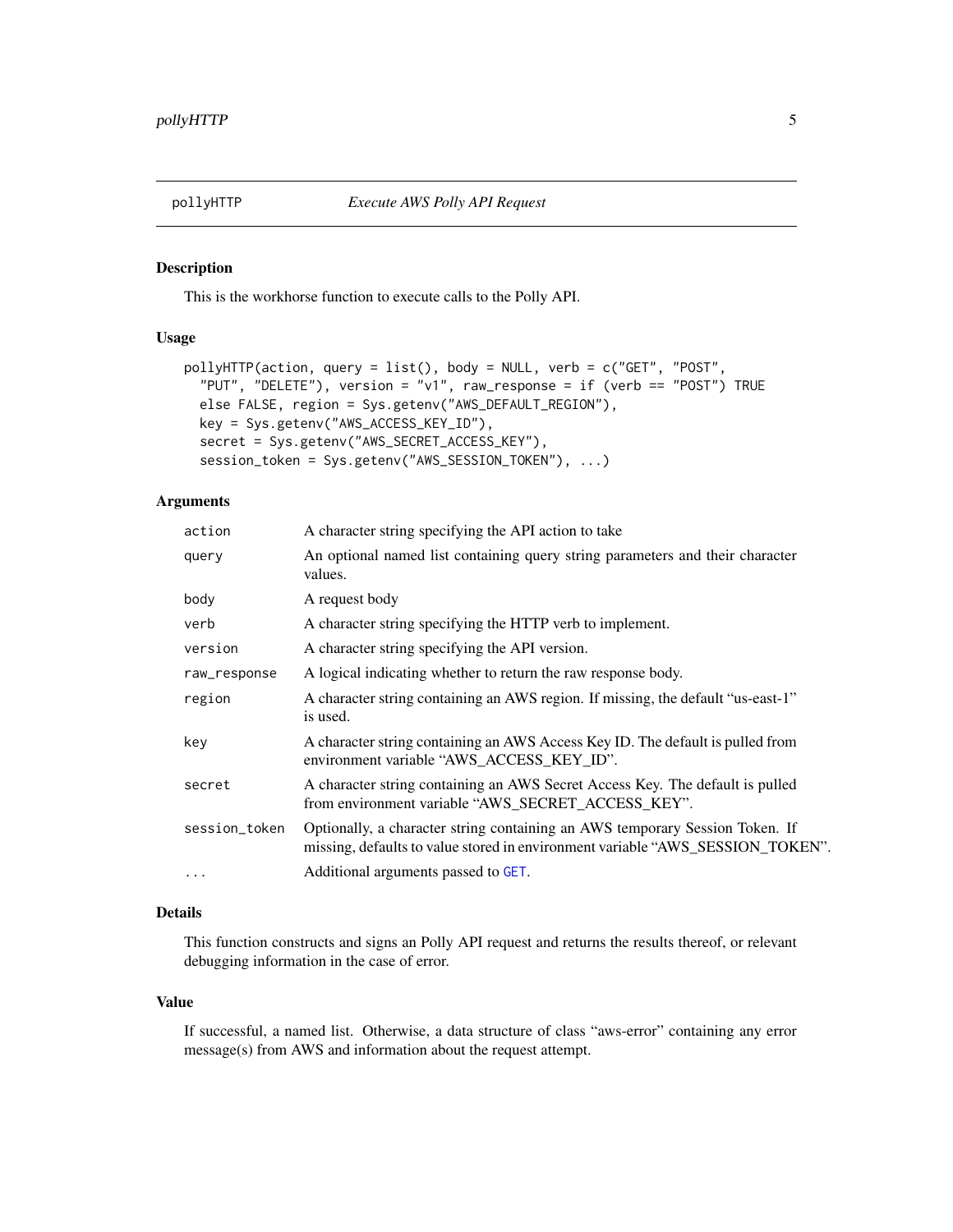# pollyHTTP — *Execute AWS Polly API Request*

## Description

This is the workhorse function to execute calls to the Polly API.

## Usage

```
pollyHTTP(action, query = list(), body = NULL, verb = c("GET", "POST",
  "PUT", "DELETE"), version = "v1", raw_response = if (verb == "POST") TRUE
  else FALSE, region = Sys.getenv("AWS_DEFAULT_REGION"),
  key = Sys.getenv("AWS_ACCESS_KEY_ID"),
  secret = Sys.getenv("AWS_SECRET_ACCESS_KEY"),
  session_token = Sys.getenv("AWS_SESSION_TOKEN"), ...)
```

## Arguments

| | |
|---|---|
| `action` | A character string specifying the API action to take |
| `query` | An optional named list containing query string parameters and their character values. |
| `body` | A request body |
| `verb` | A character string specifying the HTTP verb to implement. |
| `version` | A character string specifying the API version. |
| `raw_response` | A logical indicating whether to return the raw response body. |
| `region` | A character string containing an AWS region. If missing, the default "us-east-1" is used. |
| `key` | A character string containing an AWS Access Key ID. The default is pulled from environment variable "AWS_ACCESS_KEY_ID". |
| `secret` | A character string containing an AWS Secret Access Key. The default is pulled from environment variable "AWS_SECRET_ACCESS_KEY". |
| `session_token` | Optionally, a character string containing an AWS temporary Session Token. If missing, defaults to value stored in environment variable "AWS_SESSION_TOKEN". |
| `...` | Additional arguments passed to `GET`. |

## Details

This function constructs and signs an Polly API request and returns the results thereof, or relevant debugging information in the case of error.

## Value

If successful, a named list. Otherwise, a data structure of class "aws-error" containing any error message(s) from AWS and information about the request attempt.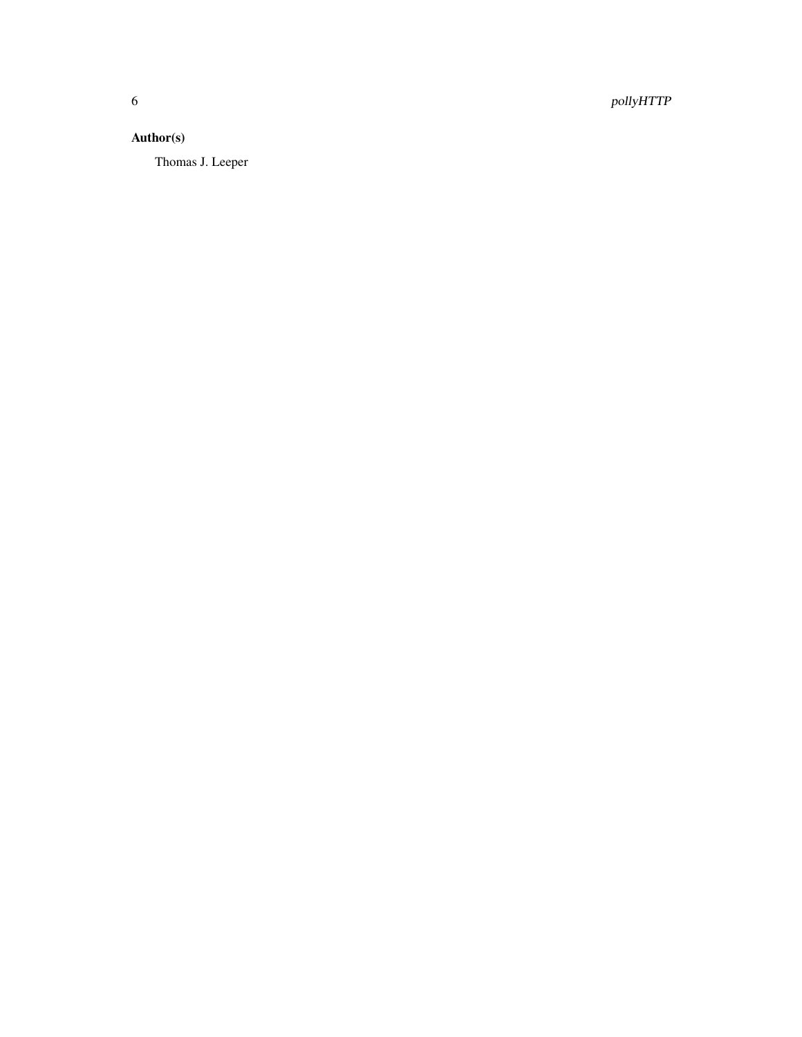### Author(s)

Thomas J. Leeper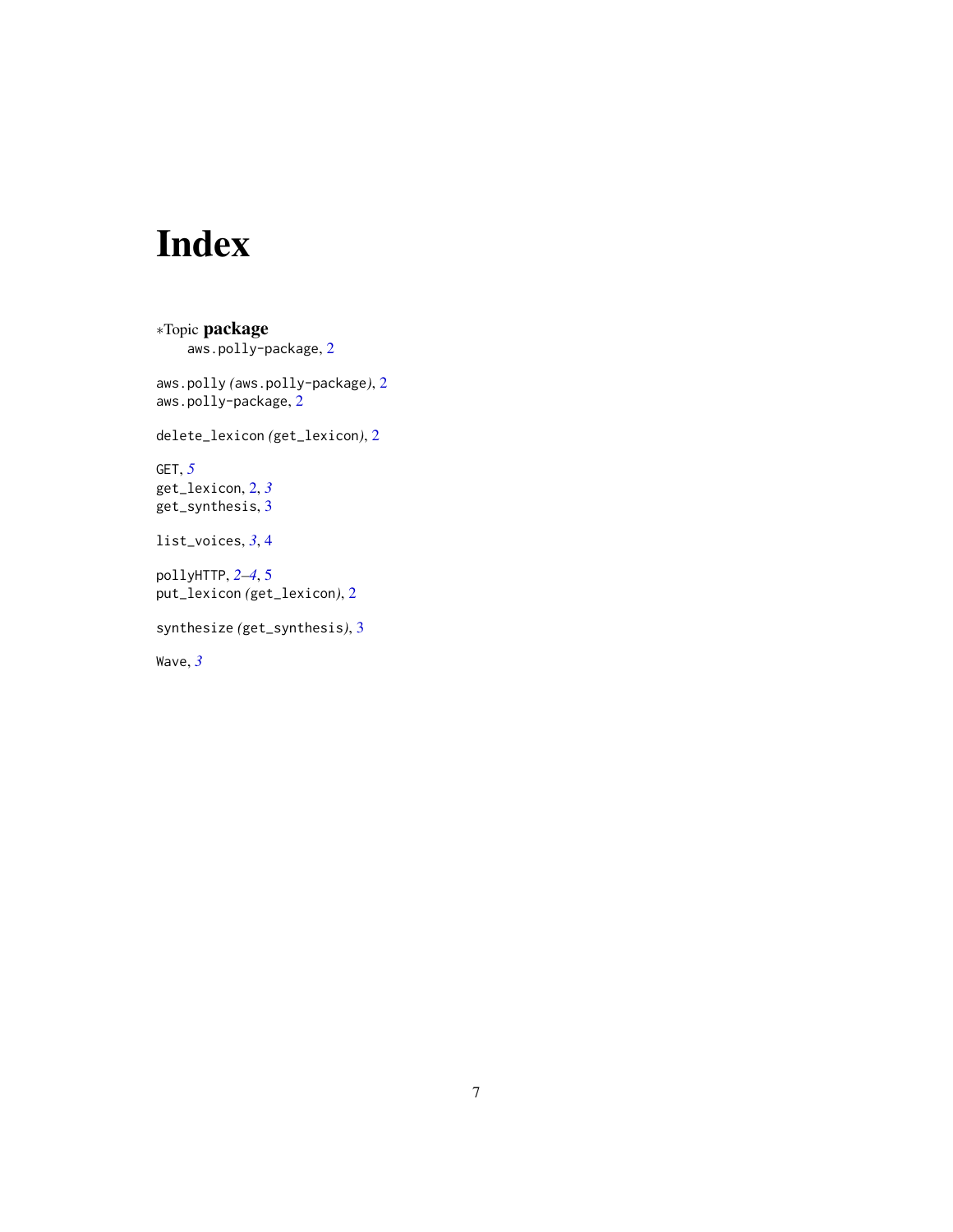# Index

*Topic **package**
    aws.polly-package, 2

aws.polly (aws.polly-package), 2
aws.polly-package, 2

delete_lexicon (get_lexicon), 2

GET, *5*
get_lexicon, 2, *3*
get_synthesis, 3

list_voices, *3*, 4

pollyHTTP, *2–4*, 5
put_lexicon (get_lexicon), 2

synthesize (get_synthesis), 3

Wave, *3*